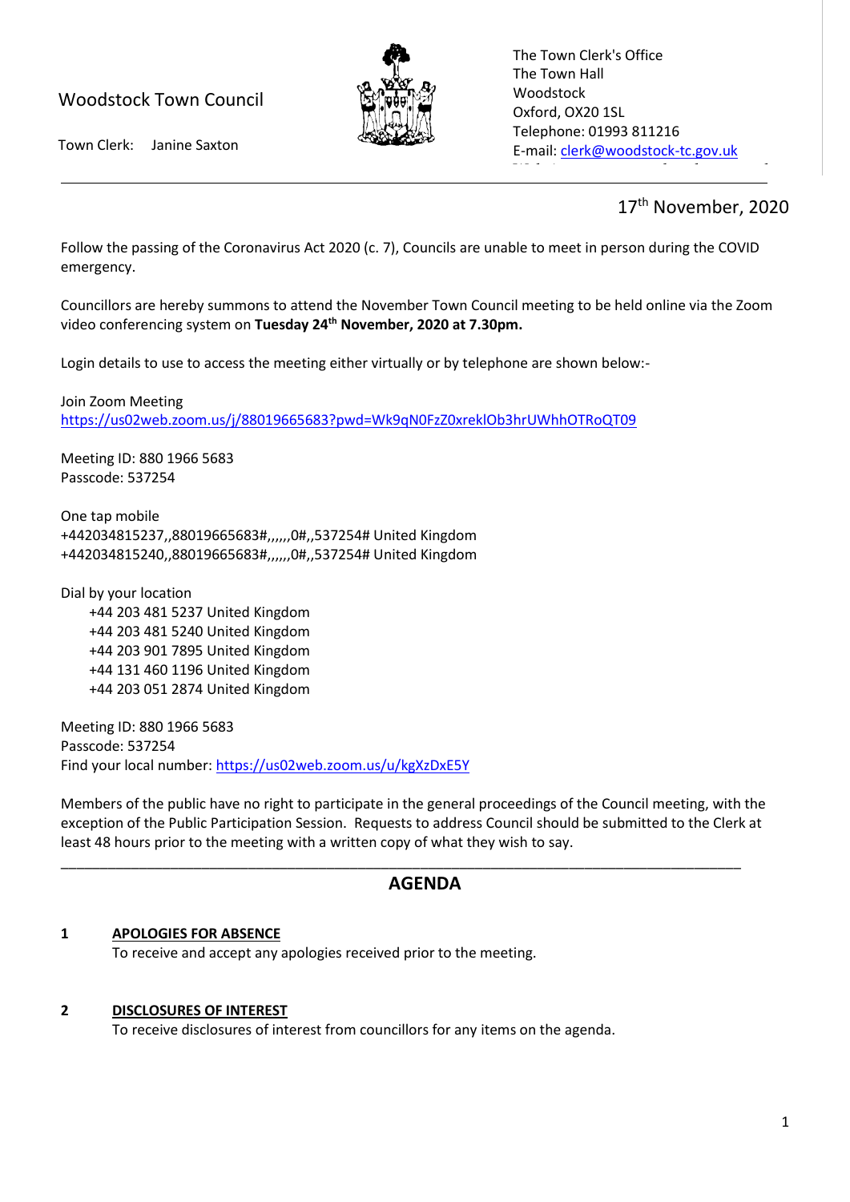Woodstock Town Council

Town Clerk: Janine Saxton

The Town Clerk's Office
The Town Hall
Woodstock
Oxford, OX20 1SL
Telephone: 01993 811216
E-mail: clerk@woodstock-tc.gov.uk

---

17th November, 2020

Follow the passing of the Coronavirus Act 2020 (c. 7), Councils are unable to meet in person during the COVID emergency.

Councillors are hereby summons to attend the November Town Council meeting to be held online via the Zoom video conferencing system on **Tuesday 24th November, 2020 at 7.30pm.**

Login details to use to access the meeting either virtually or by telephone are shown below:-

Join Zoom Meeting
https://us02web.zoom.us/j/88019665683?pwd=Wk9qN0FzZ0xreklOb3hrUWhhOTRoQT09

Meeting ID: 880 1966 5683
Passcode: 537254

One tap mobile
+442034815237,,88019665683#,,,,,,0#,,537254# United Kingdom
+442034815240,,88019665683#,,,,,,0#,,537254# United Kingdom

Dial by your location
+44 203 481 5237 United Kingdom
+44 203 481 5240 United Kingdom
+44 203 901 7895 United Kingdom
+44 131 460 1196 United Kingdom
+44 203 051 2874 United Kingdom

Meeting ID: 880 1966 5683
Passcode: 537254
Find your local number: https://us02web.zoom.us/u/kgXzDxE5Y

Members of the public have no right to participate in the general proceedings of the Council meeting, with the exception of the Public Participation Session. Requests to address Council should be submitted to the Clerk at least 48 hours prior to the meeting with a written copy of what they wish to say.

---

## AGENDA

**1 APOLOGIES FOR ABSENCE**
To receive and accept any apologies received prior to the meeting.

**2 DISCLOSURES OF INTEREST**
To receive disclosures of interest from councillors for any items on the agenda.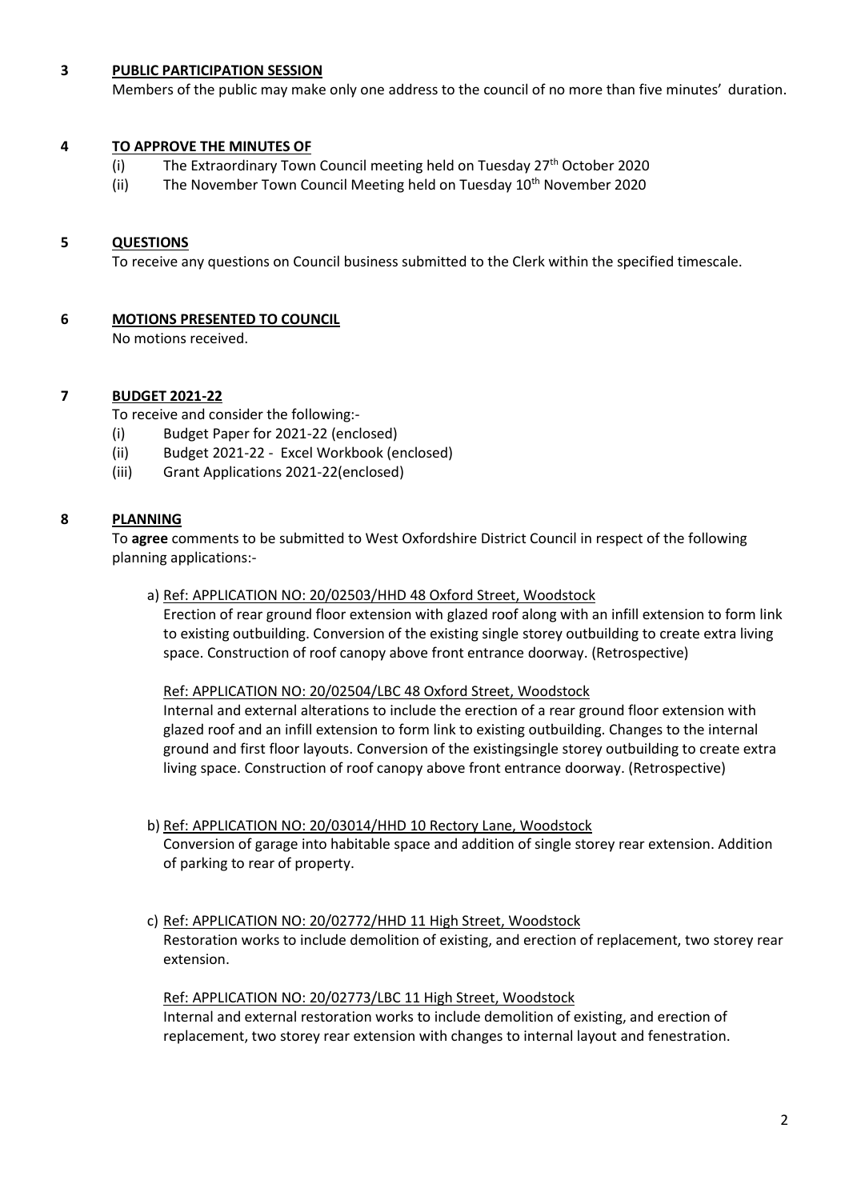## 3 PUBLIC PARTICIPATION SESSION

Members of the public may make only one address to the council of no more than five minutes' duration.

## 4 TO APPROVE THE MINUTES OF

(i) The Extraordinary Town Council meeting held on Tuesday 27th October 2020

(ii) The November Town Council Meeting held on Tuesday 10th November 2020

## 5 QUESTIONS

To receive any questions on Council business submitted to the Clerk within the specified timescale.

## 6 MOTIONS PRESENTED TO COUNCIL

No motions received.

## 7 BUDGET 2021-22

To receive and consider the following:-

(i) Budget Paper for 2021-22 (enclosed)

(ii) Budget 2021-22 - Excel Workbook (enclosed)

(iii) Grant Applications 2021-22(enclosed)

## 8 PLANNING

To **agree** comments to be submitted to West Oxfordshire District Council in respect of the following planning applications:-

a) Ref: APPLICATION NO: 20/02503/HHD 48 Oxford Street, Woodstock

Erection of rear ground floor extension with glazed roof along with an infill extension to form link to existing outbuilding. Conversion of the existing single storey outbuilding to create extra living space. Construction of roof canopy above front entrance doorway. (Retrospective)

Ref: APPLICATION NO: 20/02504/LBC 48 Oxford Street, Woodstock

Internal and external alterations to include the erection of a rear ground floor extension with glazed roof and an infill extension to form link to existing outbuilding. Changes to the internal ground and first floor layouts. Conversion of the existingsingle storey outbuilding to create extra living space. Construction of roof canopy above front entrance doorway. (Retrospective)

b) Ref: APPLICATION NO: 20/03014/HHD 10 Rectory Lane, Woodstock

Conversion of garage into habitable space and addition of single storey rear extension. Addition of parking to rear of property.

c) Ref: APPLICATION NO: 20/02772/HHD 11 High Street, Woodstock

Restoration works to include demolition of existing, and erection of replacement, two storey rear extension.

Ref: APPLICATION NO: 20/02773/LBC 11 High Street, Woodstock

Internal and external restoration works to include demolition of existing, and erection of replacement, two storey rear extension with changes to internal layout and fenestration.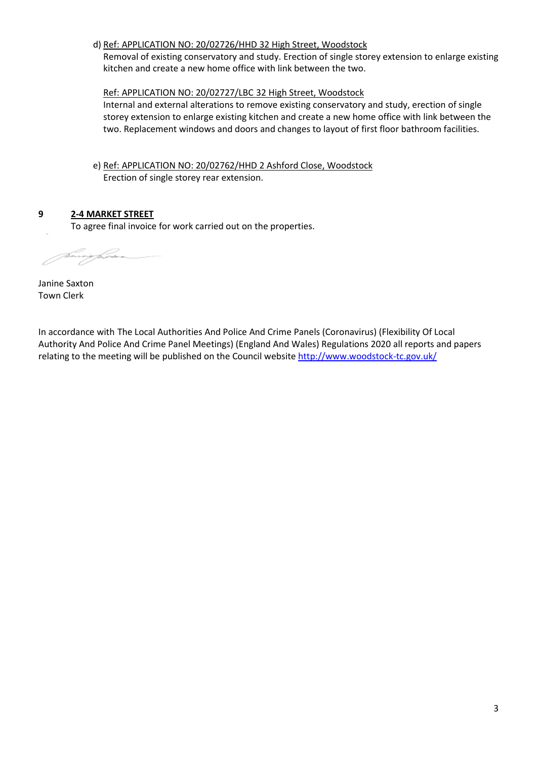d) Ref: APPLICATION NO: 20/02726/HHD 32 High Street, Woodstock
   Removal of existing conservatory and study. Erection of single storey extension to enlarge existing kitchen and create a new home office with link between the two.

   Ref: APPLICATION NO: 20/02727/LBC 32 High Street, Woodstock
   Internal and external alterations to remove existing conservatory and study, erection of single storey extension to enlarge existing kitchen and create a new home office with link between the two. Replacement windows and doors and changes to layout of first floor bathroom facilities.

e) Ref: APPLICATION NO: 20/02762/HHD 2 Ashford Close, Woodstock
   Erection of single storey rear extension.

**9 2-4 MARKET STREET**

To agree final invoice for work carried out on the properties.

Janine Saxton
Town Clerk

In accordance with The Local Authorities And Police And Crime Panels (Coronavirus) (Flexibility Of Local Authority And Police And Crime Panel Meetings) (England And Wales) Regulations 2020 all reports and papers relating to the meeting will be published on the Council website http://www.woodstock-tc.gov.uk/